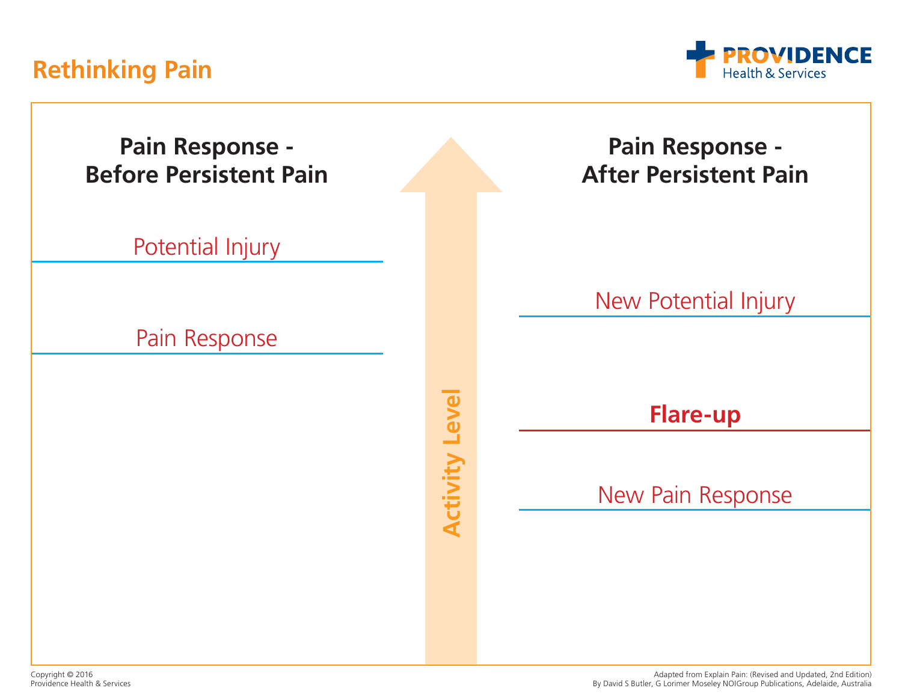# Rethinking Pain

PROVIDENCE
Health & Services

## Pain Response - Before Persistent Pain

Potential Injury

Pain Response

Activity Level

## Pain Response - After Persistent Pain

New Potential Injury

**Flare-up**

New Pain Response

Copyright © 2016
Providence Health & Services

Adapted from Explain Pain: (Revised and Updated, 2nd Edition)
By David S Butler, G Lorimer Moseley NOIGroup Publications, Adelaide, Australia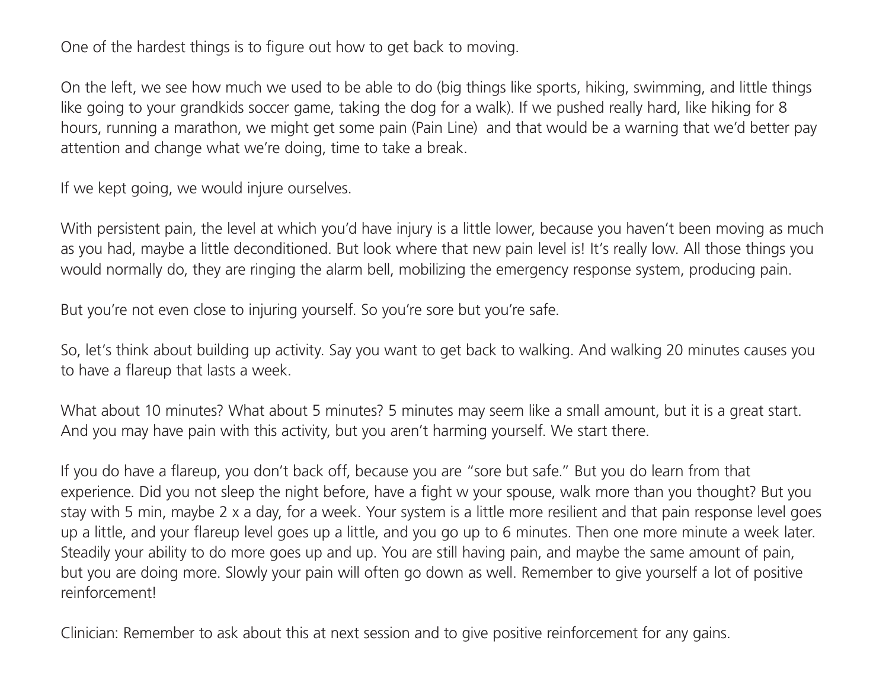One of the hardest things is to figure out how to get back to moving.

On the left, we see how much we used to be able to do (big things like sports, hiking, swimming, and little things like going to your grandkids soccer game, taking the dog for a walk). If we pushed really hard, like hiking for 8 hours, running a marathon, we might get some pain (Pain Line) and that would be a warning that we'd better pay attention and change what we're doing, time to take a break.

If we kept going, we would injure ourselves.

With persistent pain, the level at which you'd have injury is a little lower, because you haven't been moving as much as you had, maybe a little deconditioned. But look where that new pain level is! It's really low. All those things you would normally do, they are ringing the alarm bell, mobilizing the emergency response system, producing pain.

But you're not even close to injuring yourself. So you're sore but you're safe.

So, let's think about building up activity. Say you want to get back to walking. And walking 20 minutes causes you to have a flareup that lasts a week.

What about 10 minutes? What about 5 minutes? 5 minutes may seem like a small amount, but it is a great start. And you may have pain with this activity, but you aren't harming yourself. We start there.

If you do have a flareup, you don't back off, because you are "sore but safe." But you do learn from that experience. Did you not sleep the night before, have a fight w your spouse, walk more than you thought? But you stay with 5 min, maybe 2 x a day, for a week. Your system is a little more resilient and that pain response level goes up a little, and your flareup level goes up a little, and you go up to 6 minutes. Then one more minute a week later. Steadily your ability to do more goes up and up. You are still having pain, and maybe the same amount of pain, but you are doing more. Slowly your pain will often go down as well. Remember to give yourself a lot of positive reinforcement!

Clinician: Remember to ask about this at next session and to give positive reinforcement for any gains.